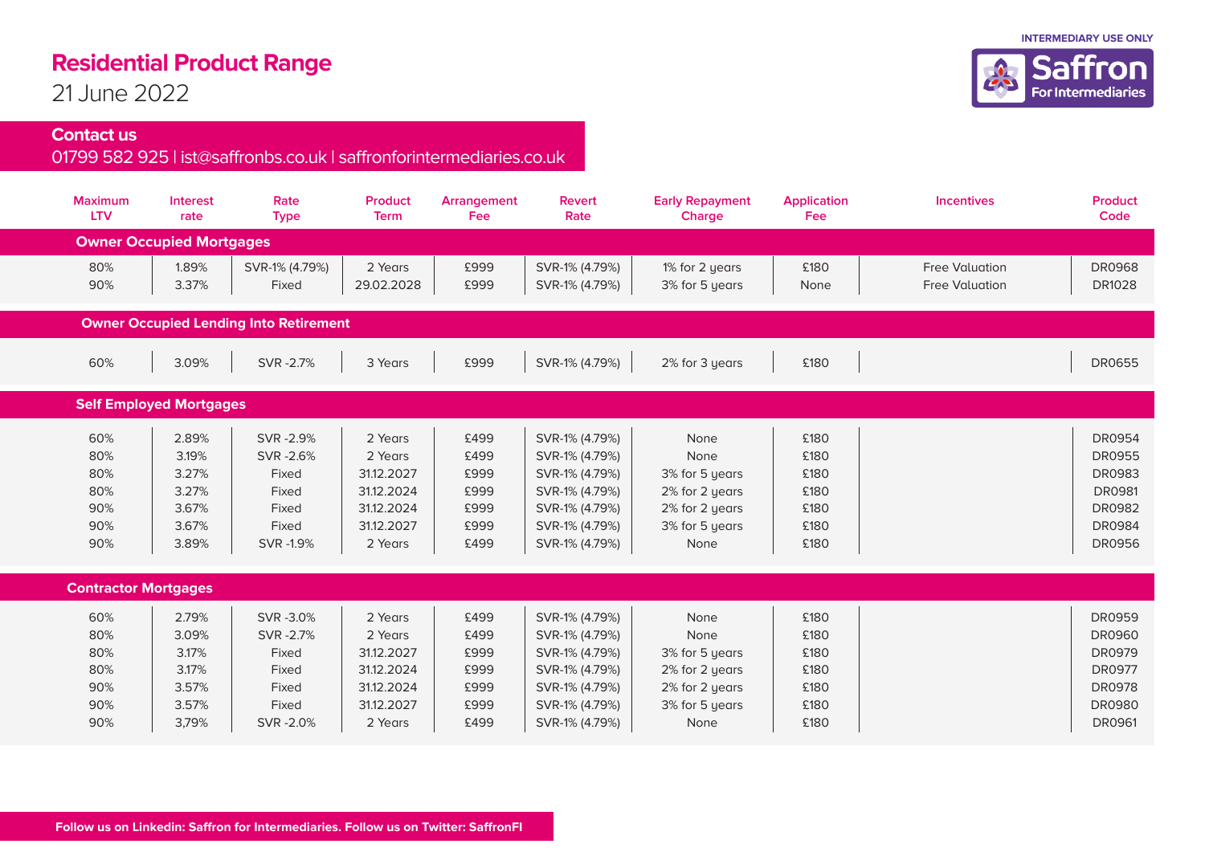INTERMEDIARY USE ONLY

Saffron For Intermediaries

# Residential Product Range

21 June 2022

## Contact us

01799 582 925 | ist@saffronbs.co.uk | saffronforintermediaries.co.uk

| Maximum LTV | Interest rate | Rate Type | Product Term | Arrangement Fee | Revert Rate | Early Repayment Charge | Application Fee | Incentives | Product Code |
|---|---|---|---|---|---|---|---|---|---|
| **Owner Occupied Mortgages** | | | | | | | | | |
| 80% | 1.89% | SVR-1% (4.79%) | 2 Years | £999 | SVR-1% (4.79%) | 1% for 2 years | £180 | Free Valuation | DR0968 |
| 90% | 3.37% | Fixed | 29.02.2028 | £999 | SVR-1% (4.79%) | 3% for 5 years | None | Free Valuation | DR1028 |
| **Owner Occupied Lending Into Retirement** | | | | | | | | | |
| 60% | 3.09% | SVR -2.7% | 3 Years | £999 | SVR-1% (4.79%) | 2% for 3 years | £180 | | DR0655 |
| **Self Employed Mortgages** | | | | | | | | | |
| 60% | 2.89% | SVR -2.9% | 2 Years | £499 | SVR-1% (4.79%) | None | £180 | | DR0954 |
| 80% | 3.19% | SVR -2.6% | 2 Years | £499 | SVR-1% (4.79%) | None | £180 | | DR0955 |
| 80% | 3.27% | Fixed | 31.12.2027 | £999 | SVR-1% (4.79%) | 3% for 5 years | £180 | | DR0983 |
| 80% | 3.27% | Fixed | 31.12.2024 | £999 | SVR-1% (4.79%) | 2% for 2 years | £180 | | DR0981 |
| 90% | 3.67% | Fixed | 31.12.2024 | £999 | SVR-1% (4.79%) | 2% for 2 years | £180 | | DR0982 |
| 90% | 3.67% | Fixed | 31.12.2027 | £999 | SVR-1% (4.79%) | 3% for 5 years | £180 | | DR0984 |
| 90% | 3.89% | SVR -1.9% | 2 Years | £499 | SVR-1% (4.79%) | None | £180 | | DR0956 |
| **Contractor Mortgages** | | | | | | | | | |
| 60% | 2.79% | SVR -3.0% | 2 Years | £499 | SVR-1% (4.79%) | None | £180 | | DR0959 |
| 80% | 3.09% | SVR -2.7% | 2 Years | £499 | SVR-1% (4.79%) | None | £180 | | DR0960 |
| 80% | 3.17% | Fixed | 31.12.2027 | £999 | SVR-1% (4.79%) | 3% for 5 years | £180 | | DR0979 |
| 80% | 3.17% | Fixed | 31.12.2024 | £999 | SVR-1% (4.79%) | 2% for 2 years | £180 | | DR0977 |
| 90% | 3.57% | Fixed | 31.12.2024 | £999 | SVR-1% (4.79%) | 2% for 2 years | £180 | | DR0978 |
| 90% | 3.57% | Fixed | 31.12.2027 | £999 | SVR-1% (4.79%) | 3% for 5 years | £180 | | DR0980 |
| 90% | 3,79% | SVR -2.0% | 2 Years | £499 | SVR-1% (4.79%) | None | £180 | | DR0961 |

**Follow us on Linkedin: Saffron for Intermediaries. Follow us on Twitter: SaffronFI**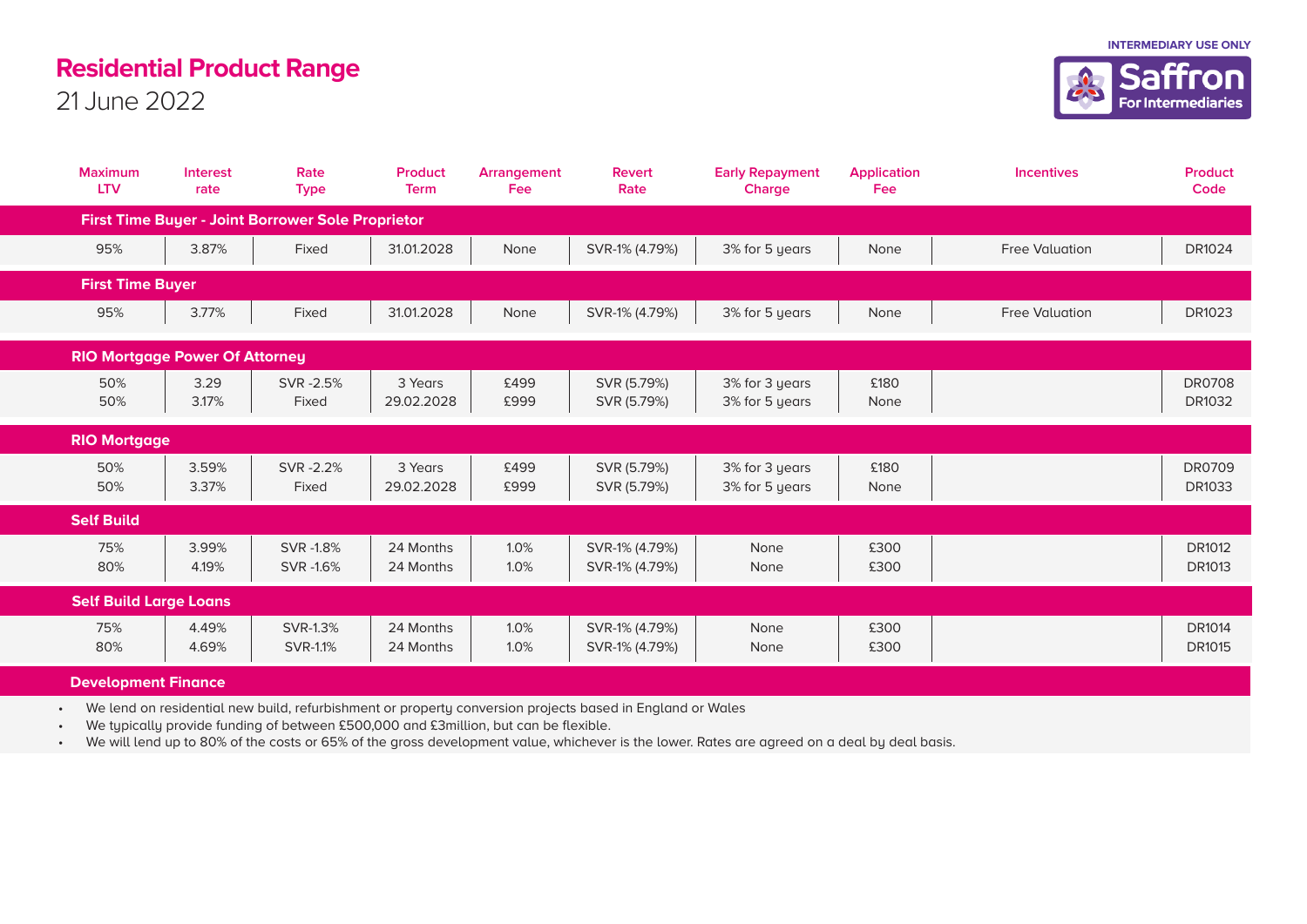INTERMEDIARY USE ONLY

Saffron For Intermediaries

# Residential Product Range

21 June 2022

| Maximum LTV | Interest rate | Rate Type | Product Term | Arrangement Fee | Revert Rate | Early Repayment Charge | Application Fee | Incentives | Product Code |
|---|---|---|---|---|---|---|---|---|---|
| **First Time Buyer - Joint Borrower Sole Proprietor** | | | | | | | | | |
| 95% | 3.87% | Fixed | 31.01.2028 | None | SVR-1% (4.79%) | 3% for 5 years | None | Free Valuation | DR1024 |
| **First Time Buyer** | | | | | | | | | |
| 95% | 3.77% | Fixed | 31.01.2028 | None | SVR-1% (4.79%) | 3% for 5 years | None | Free Valuation | DR1023 |
| **RIO Mortgage Power Of Attorney** | | | | | | | | | |
| 50% | 3.29 | SVR -2.5% | 3 Years | £499 | SVR (5.79%) | 3% for 3 years | £180 | | DR0708 |
| 50% | 3.17% | Fixed | 29.02.2028 | £999 | SVR (5.79%) | 3% for 5 years | None | | DR1032 |
| **RIO Mortgage** | | | | | | | | | |
| 50% | 3.59% | SVR -2.2% | 3 Years | £499 | SVR (5.79%) | 3% for 3 years | £180 | | DR0709 |
| 50% | 3.37% | Fixed | 29.02.2028 | £999 | SVR (5.79%) | 3% for 5 years | None | | DR1033 |
| **Self Build** | | | | | | | | | |
| 75% | 3.99% | SVR -1.8% | 24 Months | 1.0% | SVR-1% (4.79%) | None | £300 | | DR1012 |
| 80% | 4.19% | SVR -1.6% | 24 Months | 1.0% | SVR-1% (4.79%) | None | £300 | | DR1013 |
| **Self Build Large Loans** | | | | | | | | | |
| 75% | 4.49% | SVR-1.3% | 24 Months | 1.0% | SVR-1% (4.79%) | None | £300 | | DR1014 |
| 80% | 4.69% | SVR-1.1% | 24 Months | 1.0% | SVR-1% (4.79%) | None | £300 | | DR1015 |

## Development Finance

- We lend on residential new build, refurbishment or property conversion projects based in England or Wales
- We typically provide funding of between £500,000 and £3million, but can be flexible.
- We will lend up to 80% of the costs or 65% of the gross development value, whichever is the lower. Rates are agreed on a deal by deal basis.